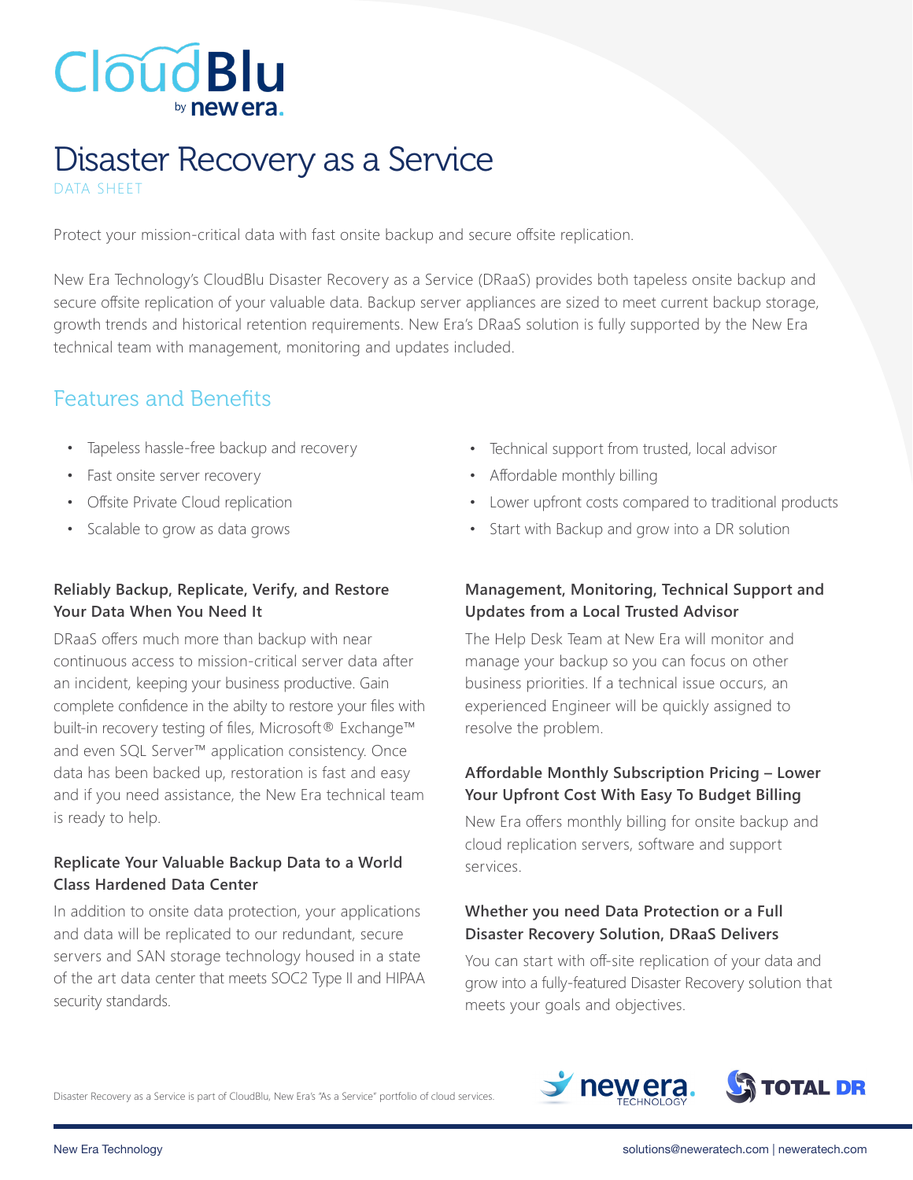CloudBlu by new era.

# Disaster Recovery as a Service

DATA SHEET

Protect your mission-critical data with fast onsite backup and secure offsite replication.

New Era Technology's CloudBlu Disaster Recovery as a Service (DRaaS) provides both tapeless onsite backup and secure offsite replication of your valuable data. Backup server appliances are sized to meet current backup storage, growth trends and historical retention requirements. New Era's DRaaS solution is fully supported by the New Era technical team with management, monitoring and updates included.

## Features and Benefits

- Tapeless hassle-free backup and recovery
- Fast onsite server recovery
- Offsite Private Cloud replication
- Scalable to grow as data grows
- Technical support from trusted, local advisor
- Affordable monthly billing
- Lower upfront costs compared to traditional products
- Start with Backup and grow into a DR solution

### Reliably Backup, Replicate, Verify, and Restore Your Data When You Need It

DRaaS offers much more than backup with near continuous access to mission-critical server data after an incident, keeping your business productive. Gain complete confidence in the abilty to restore your files with built-in recovery testing of files, Microsoft® Exchange™ and even SQL Server™ application consistency. Once data has been backed up, restoration is fast and easy and if you need assistance, the New Era technical team is ready to help.

### Replicate Your Valuable Backup Data to a World Class Hardened Data Center

In addition to onsite data protection, your applications and data will be replicated to our redundant, secure servers and SAN storage technology housed in a state of the art data center that meets SOC2 Type II and HIPAA security standards.

### Management, Monitoring, Technical Support and Updates from a Local Trusted Advisor

The Help Desk Team at New Era will monitor and manage your backup so you can focus on other business priorities. If a technical issue occurs, an experienced Engineer will be quickly assigned to resolve the problem.

### Affordable Monthly Subscription Pricing – Lower Your Upfront Cost With Easy To Budget Billing

New Era offers monthly billing for onsite backup and cloud replication servers, software and support services.

### Whether you need Data Protection or a Full Disaster Recovery Solution, DRaaS Delivers

You can start with off-site replication of your data and grow into a fully-featured Disaster Recovery solution that meets your goals and objectives.

Disaster Recovery as a Service is part of CloudBlu, New Era's "As a Service" portfolio of cloud services.

new era. TECHNOLOGY TOTAL DR

New Era Technology solutions@neweratech.com | neweratech.com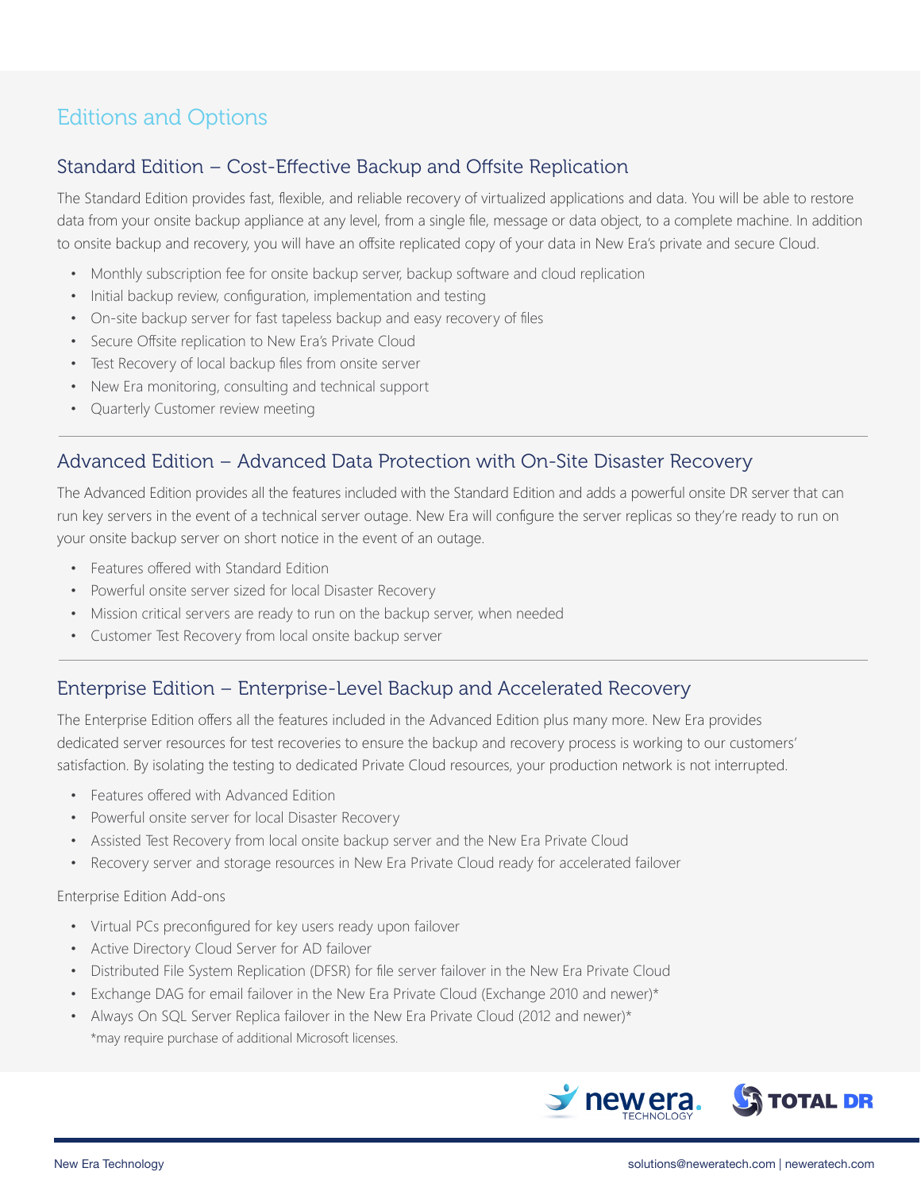# Editions and Options

## Standard Edition – Cost-Effective Backup and Offsite Replication

The Standard Edition provides fast, flexible, and reliable recovery of virtualized applications and data. You will be able to restore data from your onsite backup appliance at any level, from a single file, message or data object, to a complete machine. In addition to onsite backup and recovery, you will have an offsite replicated copy of your data in New Era's private and secure Cloud.

- Monthly subscription fee for onsite backup server, backup software and cloud replication
- Initial backup review, configuration, implementation and testing
- On-site backup server for fast tapeless backup and easy recovery of files
- Secure Offsite replication to New Era's Private Cloud
- Test Recovery of local backup files from onsite server
- New Era monitoring, consulting and technical support
- Quarterly Customer review meeting

---

## Advanced Edition – Advanced Data Protection with On-Site Disaster Recovery

The Advanced Edition provides all the features included with the Standard Edition and adds a powerful onsite DR server that can run key servers in the event of a technical server outage. New Era will configure the server replicas so they're ready to run on your onsite backup server on short notice in the event of an outage.

- Features offered with Standard Edition
- Powerful onsite server sized for local Disaster Recovery
- Mission critical servers are ready to run on the backup server, when needed
- Customer Test Recovery from local onsite backup server

---

## Enterprise Edition – Enterprise-Level Backup and Accelerated Recovery

The Enterprise Edition offers all the features included in the Advanced Edition plus many more. New Era provides dedicated server resources for test recoveries to ensure the backup and recovery process is working to our customers' satisfaction. By isolating the testing to dedicated Private Cloud resources, your production network is not interrupted.

- Features offered with Advanced Edition
- Powerful onsite server for local Disaster Recovery
- Assisted Test Recovery from local onsite backup server and the New Era Private Cloud
- Recovery server and storage resources in New Era Private Cloud ready for accelerated failover

Enterprise Edition Add-ons

- Virtual PCs preconfigured for key users ready upon failover
- Active Directory Cloud Server for AD failover
- Distributed File System Replication (DFSR) for file server failover in the New Era Private Cloud
- Exchange DAG for email failover in the New Era Private Cloud (Exchange 2010 and newer)*
- Always On SQL Server Replica failover in the New Era Private Cloud (2012 and newer)*
  *may require purchase of additional Microsoft licenses.

new era. TECHNOLOGY | TOTAL DR

New Era Technology | solutions@neweratech.com | neweratech.com